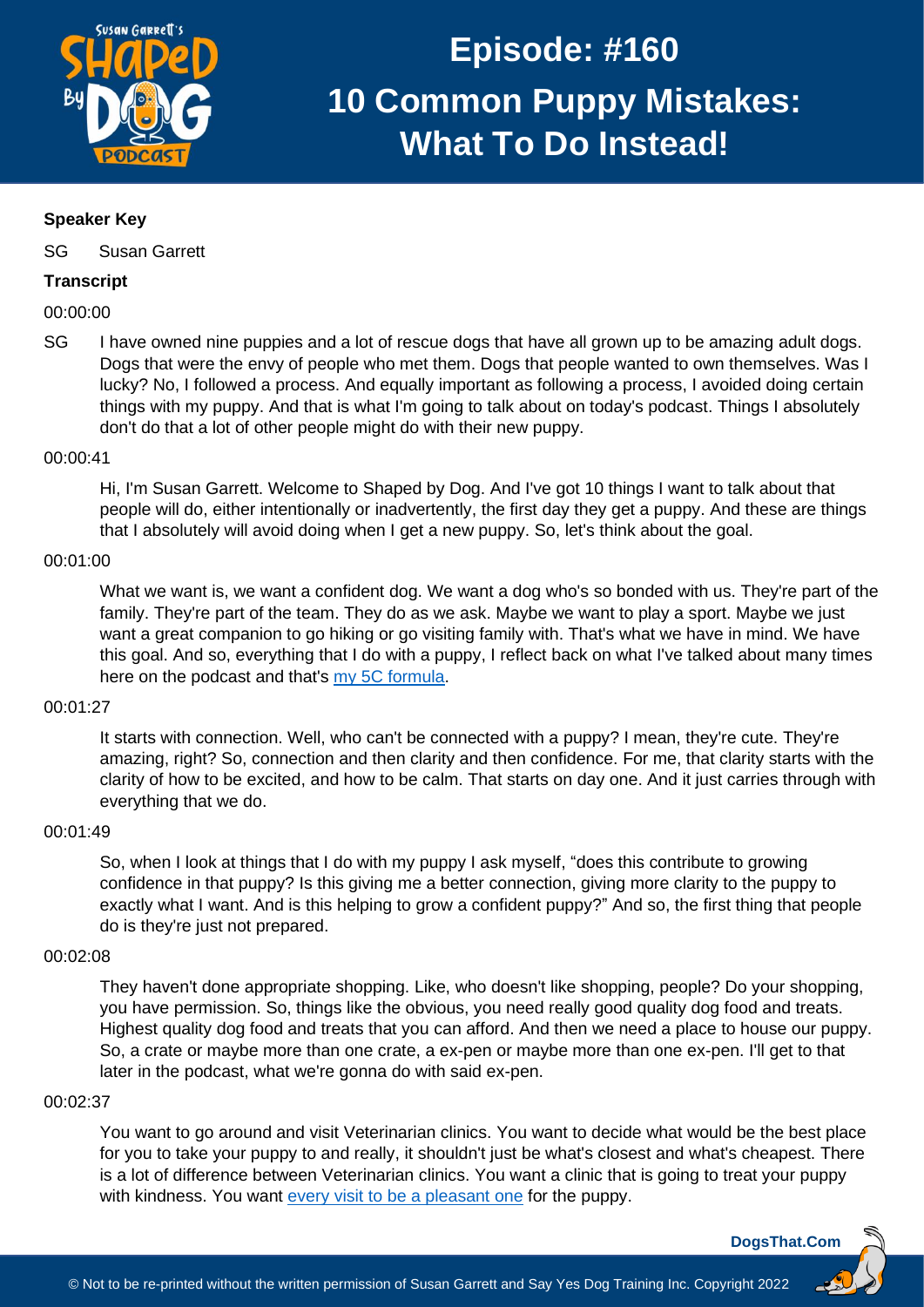# Episode: #160

# 10 Common Puppy Mistakes: What To Do Instead!

**Speaker Key**

SG Susan Garrett

**Transcript**

00:00:00

SG I have owned nine puppies and a lot of rescue dogs that have all grown up to be amazing adult dogs. Dogs that were the envy of people who met them. Dogs that people wanted to own themselves. Was I lucky? No, I followed a process. And equally important as following a process, I avoided doing certain things with my puppy. And that is what I'm going to talk about on today's podcast. Things I absolutely don't do that a lot of other people might do with their new puppy.

00:00:41

Hi, I'm Susan Garrett. Welcome to Shaped by Dog. And I've got 10 things I want to talk about that people will do, either intentionally or inadvertently, the first day they get a puppy. And these are things that I absolutely will avoid doing when I get a new puppy. So, let's think about the goal.

00:01:00

What we want is, we want a confident dog. We want a dog who's so bonded with us. They're part of the family. They're part of the team. They do as we ask. Maybe we want to play a sport. Maybe we just want a great companion to go hiking or go visiting family with. That's what we have in mind. We have this goal. And so, everything that I do with a puppy, I reflect back on what I've talked about many times here on the podcast and that's my 5C formula.

00:01:27

It starts with connection. Well, who can't be connected with a puppy? I mean, they're cute. They're amazing, right? So, connection and then clarity and then confidence. For me, that clarity starts with the clarity of how to be excited, and how to be calm. That starts on day one. And it just carries through with everything that we do.

00:01:49

So, when I look at things that I do with my puppy I ask myself, "does this contribute to growing confidence in that puppy? Is this giving me a better connection, giving more clarity to the puppy to exactly what I want. And is this helping to grow a confident puppy?" And so, the first thing that people do is they're just not prepared.

00:02:08

They haven't done appropriate shopping. Like, who doesn't like shopping, people? Do your shopping, you have permission. So, things like the obvious, you need really good quality dog food and treats. Highest quality dog food and treats that you can afford. And then we need a place to house our puppy. So, a crate or maybe more than one crate, a ex-pen or maybe more than one ex-pen. I'll get to that later in the podcast, what we're gonna do with said ex-pen.

00:02:37

You want to go around and visit Veterinarian clinics. You want to decide what would be the best place for you to take your puppy to and really, it shouldn't just be what's closest and what's cheapest. There is a lot of difference between Veterinarian clinics. You want a clinic that is going to treat your puppy with kindness. You want every visit to be a pleasant one for the puppy.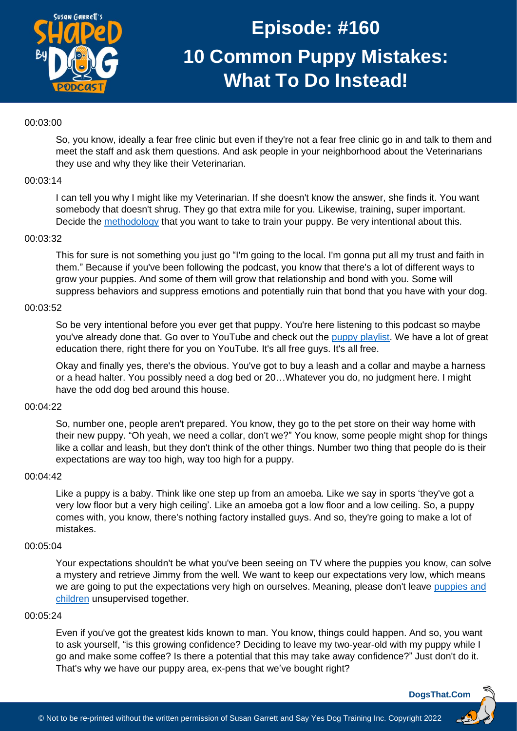00:03:00

So, you know, ideally a fear free clinic but even if they're not a fear free clinic go in and talk to them and meet the staff and ask them questions. And ask people in your neighborhood about the Veterinarians they use and why they like their Veterinarian.

00:03:14

I can tell you why I might like my Veterinarian. If she doesn't know the answer, she finds it. You want somebody that doesn't shrug. They go that extra mile for you. Likewise, training, super important. Decide the methodology that you want to take to train your puppy. Be very intentional about this.

00:03:32

This for sure is not something you just go "I'm going to the local. I'm gonna put all my trust and faith in them." Because if you've been following the podcast, you know that there's a lot of different ways to grow your puppies. And some of them will grow that relationship and bond with you. Some will suppress behaviors and suppress emotions and potentially ruin that bond that you have with your dog.

00:03:52

So be very intentional before you ever get that puppy. You're here listening to this podcast so maybe you've already done that. Go over to YouTube and check out the puppy playlist. We have a lot of great education there, right there for you on YouTube. It's all free guys. It's all free.

Okay and finally yes, there's the obvious. You've got to buy a leash and a collar and maybe a harness or a head halter. You possibly need a dog bed or 20…Whatever you do, no judgment here. I might have the odd dog bed around this house.

00:04:22

So, number one, people aren't prepared. You know, they go to the pet store on their way home with their new puppy. "Oh yeah, we need a collar, don't we?" You know, some people might shop for things like a collar and leash, but they don't think of the other things. Number two thing that people do is their expectations are way too high, way too high for a puppy.

00:04:42

Like a puppy is a baby. Think like one step up from an amoeba. Like we say in sports 'they've got a very low floor but a very high ceiling'. Like an amoeba got a low floor and a low ceiling. So, a puppy comes with, you know, there's nothing factory installed guys. And so, they're going to make a lot of mistakes.

00:05:04

Your expectations shouldn't be what you've been seeing on TV where the puppies you know, can solve a mystery and retrieve Jimmy from the well. We want to keep our expectations very low, which means we are going to put the expectations very high on ourselves. Meaning, please don't leave puppies and children unsupervised together.

00:05:24

Even if you've got the greatest kids known to man. You know, things could happen. And so, you want to ask yourself, "is this growing confidence? Deciding to leave my two-year-old with my puppy while I go and make some coffee? Is there a potential that this may take away confidence?" Just don't do it. That's why we have our puppy area, ex-pens that we've bought right?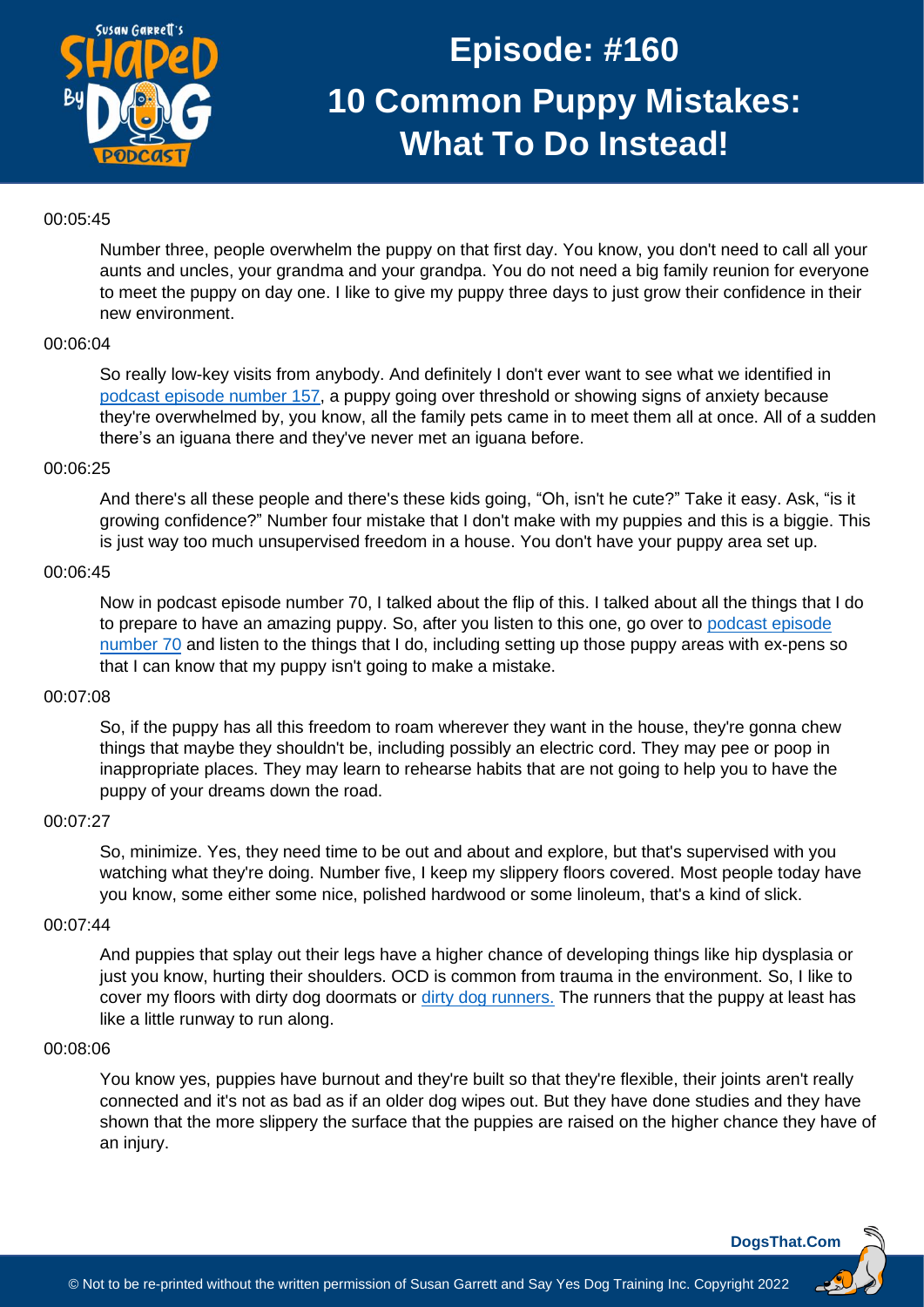00:05:45

Number three, people overwhelm the puppy on that first day. You know, you don't need to call all your aunts and uncles, your grandma and your grandpa. You do not need a big family reunion for everyone to meet the puppy on day one. I like to give my puppy three days to just grow their confidence in their new environment.

00:06:04

So really low-key visits from anybody. And definitely I don't ever want to see what we identified in [podcast episode number 157](), a puppy going over threshold or showing signs of anxiety because they're overwhelmed by, you know, all the family pets came in to meet them all at once. All of a sudden there's an iguana there and they've never met an iguana before.

00:06:25

And there's all these people and there's these kids going, "Oh, isn't he cute?" Take it easy. Ask, "is it growing confidence?" Number four mistake that I don't make with my puppies and this is a biggie. This is just way too much unsupervised freedom in a house. You don't have your puppy area set up.

00:06:45

Now in podcast episode number 70, I talked about the flip of this. I talked about all the things that I do to prepare to have an amazing puppy. So, after you listen to this one, go over to [podcast episode number 70]() and listen to the things that I do, including setting up those puppy areas with ex-pens so that I can know that my puppy isn't going to make a mistake.

00:07:08

So, if the puppy has all this freedom to roam wherever they want in the house, they're gonna chew things that maybe they shouldn't be, including possibly an electric cord. They may pee or poop in inappropriate places. They may learn to rehearse habits that are not going to help you to have the puppy of your dreams down the road.

00:07:27

So, minimize. Yes, they need time to be out and about and explore, but that's supervised with you watching what they're doing. Number five, I keep my slippery floors covered. Most people today have you know, some either some nice, polished hardwood or some linoleum, that's a kind of slick.

00:07:44

And puppies that splay out their legs have a higher chance of developing things like hip dysplasia or just you know, hurting their shoulders. OCD is common from trauma in the environment. So, I like to cover my floors with dirty dog doormats or [dirty dog runners.]() The runners that the puppy at least has like a little runway to run along.

00:08:06

You know yes, puppies have burnout and they're built so that they're flexible, their joints aren't really connected and it's not as bad as if an older dog wipes out. But they have done studies and they have shown that the more slippery the surface that the puppies are raised on the higher chance they have of an injury.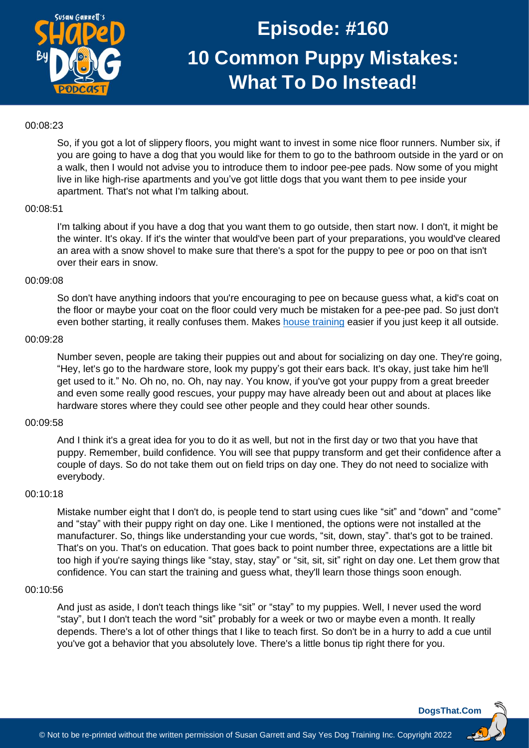00:08:23

So, if you got a lot of slippery floors, you might want to invest in some nice floor runners. Number six, if you are going to have a dog that you would like for them to go to the bathroom outside in the yard or on a walk, then I would not advise you to introduce them to indoor pee-pee pads. Now some of you might live in like high-rise apartments and you've got little dogs that you want them to pee inside your apartment. That's not what I'm talking about.

00:08:51

I'm talking about if you have a dog that you want them to go outside, then start now. I don't, it might be the winter. It's okay. If it's the winter that would've been part of your preparations, you would've cleared an area with a snow shovel to make sure that there's a spot for the puppy to pee or poo on that isn't over their ears in snow.

00:09:08

So don't have anything indoors that you're encouraging to pee on because guess what, a kid's coat on the floor or maybe your coat on the floor could very much be mistaken for a pee-pee pad. So just don't even bother starting, it really confuses them. Makes house training easier if you just keep it all outside.

00:09:28

Number seven, people are taking their puppies out and about for socializing on day one. They're going, "Hey, let's go to the hardware store, look my puppy's got their ears back. It's okay, just take him he'll get used to it." No. Oh no, no. Oh, nay nay. You know, if you've got your puppy from a great breeder and even some really good rescues, your puppy may have already been out and about at places like hardware stores where they could see other people and they could hear other sounds.

00:09:58

And I think it's a great idea for you to do it as well, but not in the first day or two that you have that puppy. Remember, build confidence. You will see that puppy transform and get their confidence after a couple of days. So do not take them out on field trips on day one. They do not need to socialize with everybody.

00:10:18

Mistake number eight that I don't do, is people tend to start using cues like "sit" and "down" and "come" and "stay" with their puppy right on day one. Like I mentioned, the options were not installed at the manufacturer. So, things like understanding your cue words, "sit, down, stay". that's got to be trained. That's on you. That's on education. That goes back to point number three, expectations are a little bit too high if you're saying things like "stay, stay, stay" or "sit, sit, sit" right on day one. Let them grow that confidence. You can start the training and guess what, they'll learn those things soon enough.

00:10:56

And just as aside, I don't teach things like "sit" or "stay" to my puppies. Well, I never used the word "stay", but I don't teach the word "sit" probably for a week or two or maybe even a month. It really depends. There's a lot of other things that I like to teach first. So don't be in a hurry to add a cue until you've got a behavior that you absolutely love. There's a little bonus tip right there for you.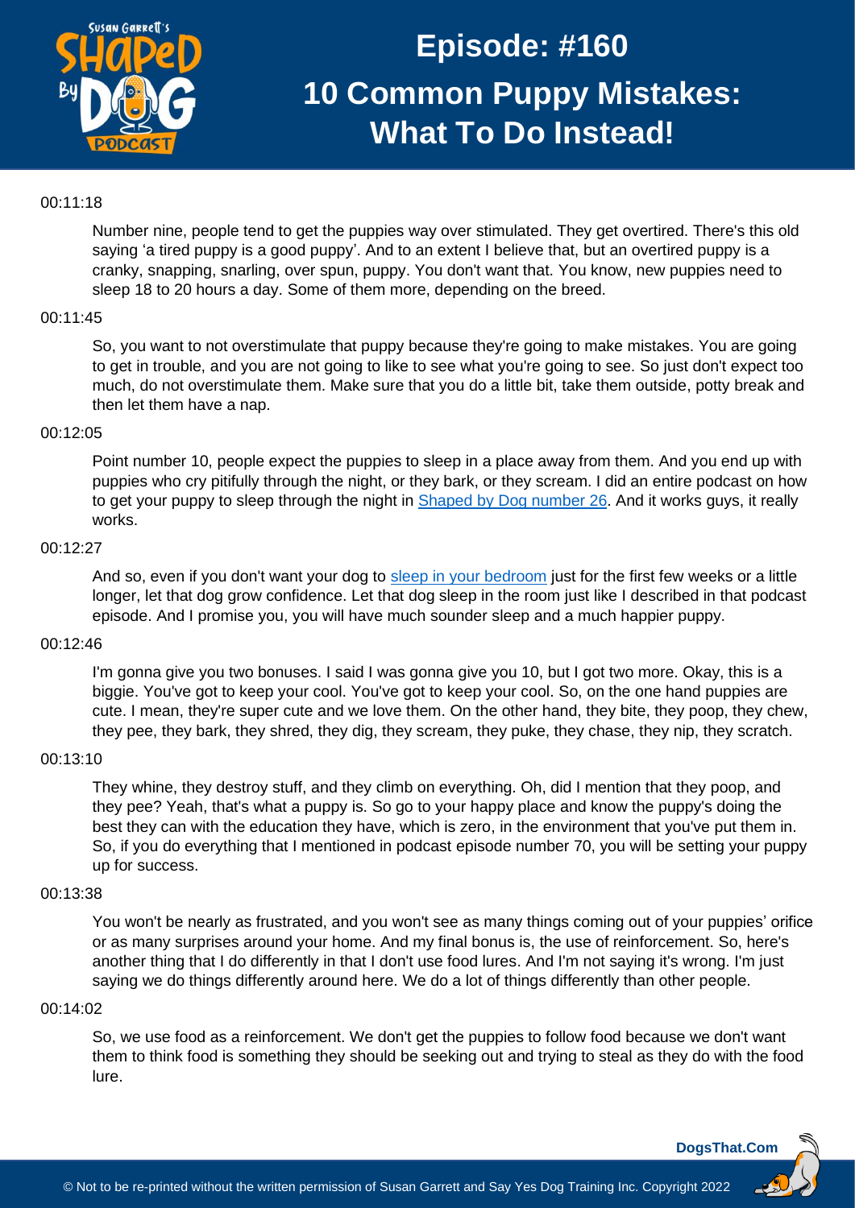00:11:18

Number nine, people tend to get the puppies way over stimulated. They get overtired. There's this old saying 'a tired puppy is a good puppy'. And to an extent I believe that, but an overtired puppy is a cranky, snapping, snarling, over spun, puppy. You don't want that. You know, new puppies need to sleep 18 to 20 hours a day. Some of them more, depending on the breed.

00:11:45

So, you want to not overstimulate that puppy because they're going to make mistakes. You are going to get in trouble, and you are not going to like to see what you're going to see. So just don't expect too much, do not overstimulate them. Make sure that you do a little bit, take them outside, potty break and then let them have a nap.

00:12:05

Point number 10, people expect the puppies to sleep in a place away from them. And you end up with puppies who cry pitifully through the night, or they bark, or they scream. I did an entire podcast on how to get your puppy to sleep through the night in [Shaped by Dog number 26](). And it works guys, it really works.

00:12:27

And so, even if you don't want your dog to [sleep in your bedroom]() just for the first few weeks or a little longer, let that dog grow confidence. Let that dog sleep in the room just like I described in that podcast episode. And I promise you, you will have much sounder sleep and a much happier puppy.

00:12:46

I'm gonna give you two bonuses. I said I was gonna give you 10, but I got two more. Okay, this is a biggie. You've got to keep your cool. You've got to keep your cool. So, on the one hand puppies are cute. I mean, they're super cute and we love them. On the other hand, they bite, they poop, they chew, they pee, they bark, they shred, they dig, they scream, they puke, they chase, they nip, they scratch.

00:13:10

They whine, they destroy stuff, and they climb on everything. Oh, did I mention that they poop, and they pee? Yeah, that's what a puppy is. So go to your happy place and know the puppy's doing the best they can with the education they have, which is zero, in the environment that you've put them in. So, if you do everything that I mentioned in podcast episode number 70, you will be setting your puppy up for success.

00:13:38

You won't be nearly as frustrated, and you won't see as many things coming out of your puppies' orifice or as many surprises around your home. And my final bonus is, the use of reinforcement. So, here's another thing that I do differently in that I don't use food lures. And I'm not saying it's wrong. I'm just saying we do things differently around here. We do a lot of things differently than other people.

00:14:02

So, we use food as a reinforcement. We don't get the puppies to follow food because we don't want them to think food is something they should be seeking out and trying to steal as they do with the food lure.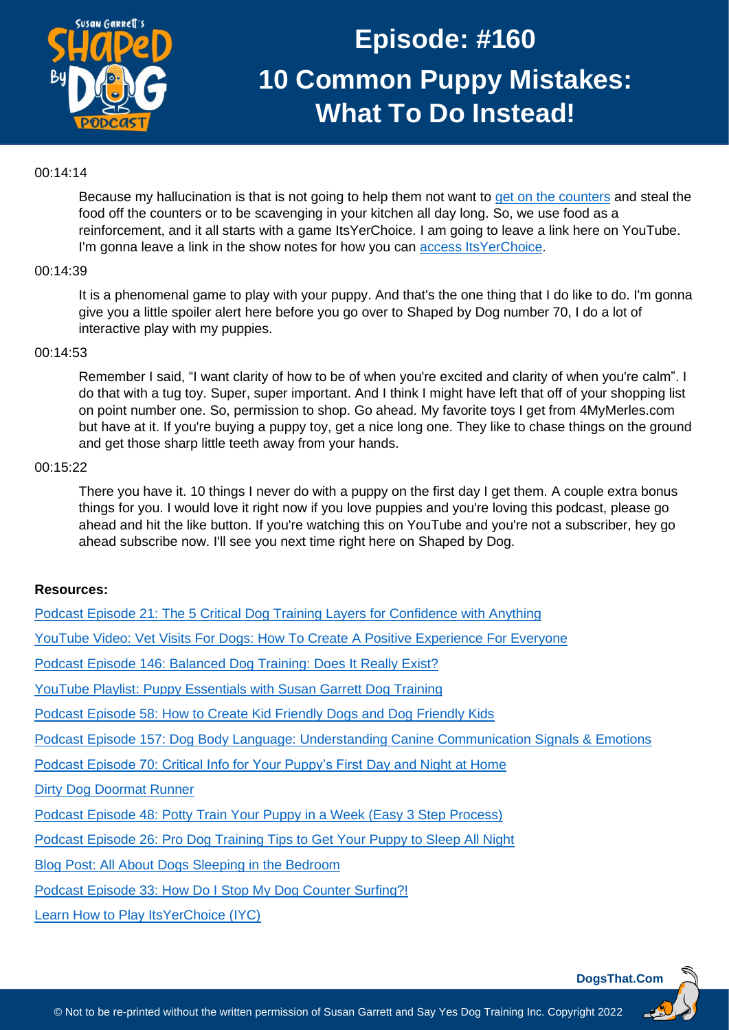00:14:14

Because my hallucination is that is not going to help them not want to get on the counters and steal the food off the counters or to be scavenging in your kitchen all day long. So, we use food as a reinforcement, and it all starts with a game ItsYerChoice. I am going to leave a link here on YouTube. I'm gonna leave a link in the show notes for how you can access ItsYerChoice.

00:14:39

It is a phenomenal game to play with your puppy. And that's the one thing that I do like to do. I'm gonna give you a little spoiler alert here before you go over to Shaped by Dog number 70, I do a lot of interactive play with my puppies.

00:14:53

Remember I said, "I want clarity of how to be of when you're excited and clarity of when you're calm". I do that with a tug toy. Super, super important. And I think I might have left that off of your shopping list on point number one. So, permission to shop. Go ahead. My favorite toys I get from 4MyMerles.com but have at it. If you're buying a puppy toy, get a nice long one. They like to chase things on the ground and get those sharp little teeth away from your hands.

00:15:22

There you have it. 10 things I never do with a puppy on the first day I get them. A couple extra bonus things for you. I would love it right now if you love puppies and you're loving this podcast, please go ahead and hit the like button. If you're watching this on YouTube and you're not a subscriber, hey go ahead subscribe now. I'll see you next time right here on Shaped by Dog.

**Resources:**

Podcast Episode 21: The 5 Critical Dog Training Layers for Confidence with Anything

YouTube Video: Vet Visits For Dogs: How To Create A Positive Experience For Everyone

Podcast Episode 146: Balanced Dog Training: Does It Really Exist?

YouTube Playlist: Puppy Essentials with Susan Garrett Dog Training

Podcast Episode 58: How to Create Kid Friendly Dogs and Dog Friendly Kids

Podcast Episode 157: Dog Body Language: Understanding Canine Communication Signals & Emotions

Podcast Episode 70: Critical Info for Your Puppy's First Day and Night at Home

Dirty Dog Doormat Runner

Podcast Episode 48: Potty Train Your Puppy in a Week (Easy 3 Step Process)

Podcast Episode 26: Pro Dog Training Tips to Get Your Puppy to Sleep All Night

Blog Post: All About Dogs Sleeping in the Bedroom

Podcast Episode 33: How Do I Stop My Dog Counter Surfing?!

Learn How to Play ItsYerChoice (IYC)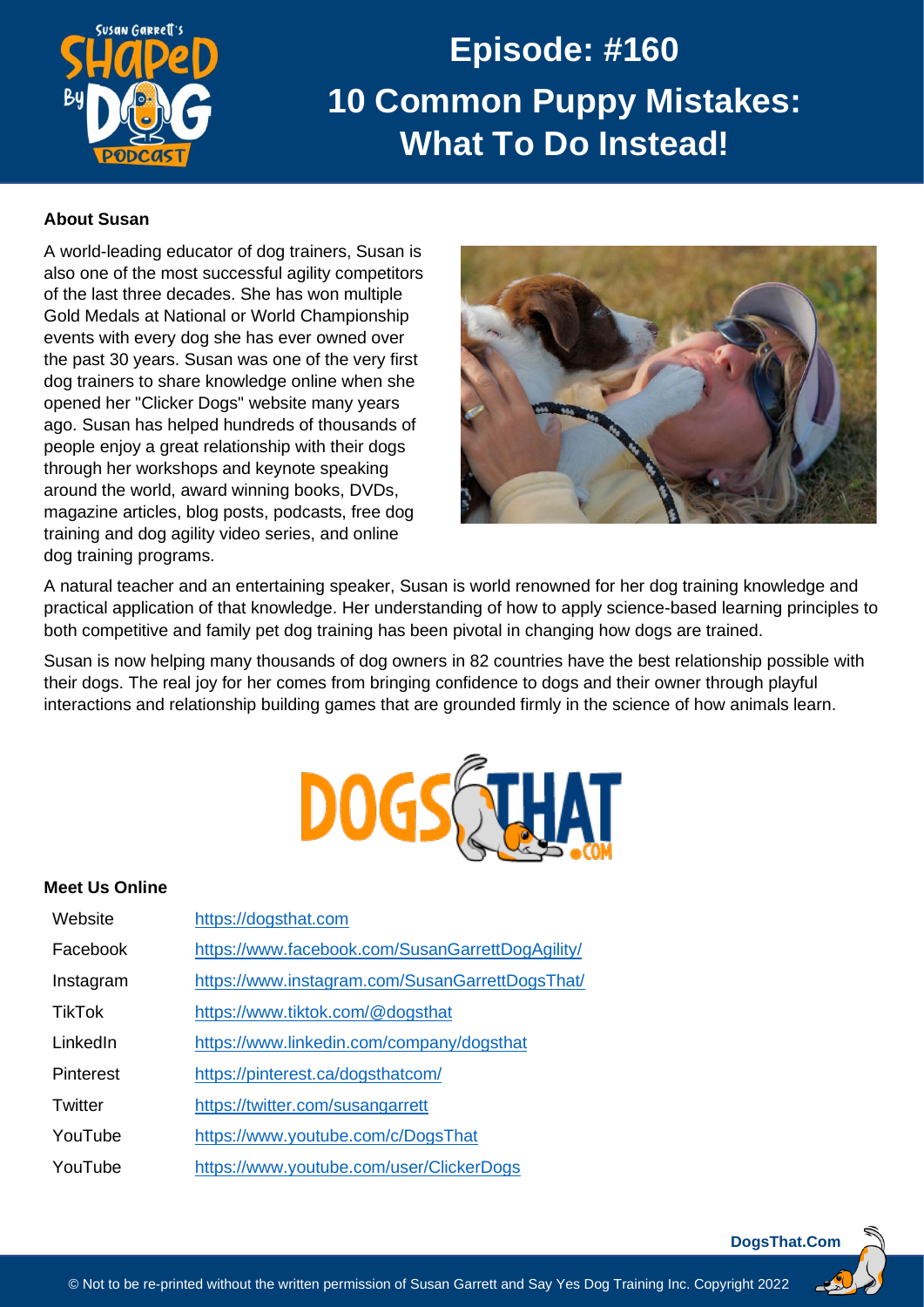# Episode: #160

# 10 Common Puppy Mistakes: What To Do Instead!

**About Susan**

A world-leading educator of dog trainers, Susan is also one of the most successful agility competitors of the last three decades. She has won multiple Gold Medals at National or World Championship events with every dog she has ever owned over the past 30 years. Susan was one of the very first dog trainers to share knowledge online when she opened her "Clicker Dogs" website many years ago. Susan has helped hundreds of thousands of people enjoy a great relationship with their dogs through her workshops and keynote speaking around the world, award winning books, DVDs, magazine articles, blog posts, podcasts, free dog training and dog agility video series, and online dog training programs.

A natural teacher and an entertaining speaker, Susan is world renowned for her dog training knowledge and practical application of that knowledge. Her understanding of how to apply science-based learning principles to both competitive and family pet dog training has been pivotal in changing how dogs are trained.

Susan is now helping many thousands of dog owners in 82 countries have the best relationship possible with their dogs. The real joy for her comes from bringing confidence to dogs and their owner through playful interactions and relationship building games that are grounded firmly in the science of how animals learn.

**Meet Us Online**

| | |
|---|---|
| Website | https://dogsthat.com |
| Facebook | https://www.facebook.com/SusanGarrettDogAgility/ |
| Instagram | https://www.instagram.com/SusanGarrettDogsThat/ |
| TikTok | https://www.tiktok.com/@dogsthat |
| LinkedIn | https://www.linkedin.com/company/dogsthat |
| Pinterest | https://pinterest.ca/dogsthatcom/ |
| Twitter | https://twitter.com/susangarrett |
| YouTube | https://www.youtube.com/c/DogsThat |
| YouTube | https://www.youtube.com/user/ClickerDogs |

© Not to be re-printed without the written permission of Susan Garrett and Say Yes Dog Training Inc. Copyright 2022